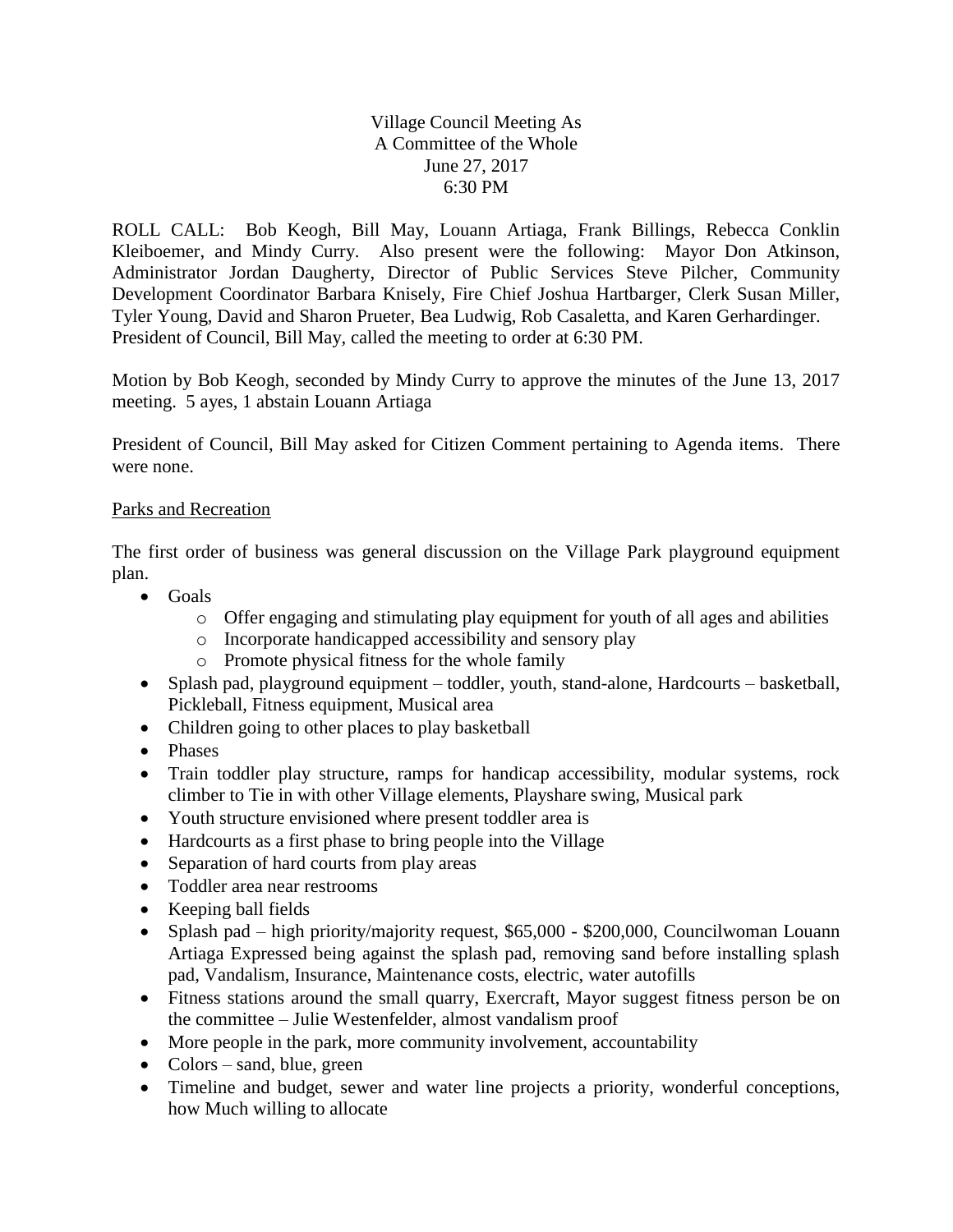Village Council Meeting As
A Committee of the Whole
June 27, 2017
6:30 PM

ROLL CALL: Bob Keogh, Bill May, Louann Artiaga, Frank Billings, Rebecca Conklin Kleiboemer, and Mindy Curry. Also present were the following: Mayor Don Atkinson, Administrator Jordan Daugherty, Director of Public Services Steve Pilcher, Community Development Coordinator Barbara Knisely, Fire Chief Joshua Hartbarger, Clerk Susan Miller, Tyler Young, David and Sharon Prueter, Bea Ludwig, Rob Casaletta, and Karen Gerhardinger. President of Council, Bill May, called the meeting to order at 6:30 PM.

Motion by Bob Keogh, seconded by Mindy Curry to approve the minutes of the June 13, 2017 meeting. 5 ayes, 1 abstain Louann Artiaga

President of Council, Bill May asked for Citizen Comment pertaining to Agenda items. There were none.

Parks and Recreation

The first order of business was general discussion on the Village Park playground equipment plan.

- Goals
  - Offer engaging and stimulating play equipment for youth of all ages and abilities
  - Incorporate handicapped accessibility and sensory play
  - Promote physical fitness for the whole family
- Splash pad, playground equipment – toddler, youth, stand-alone, Hardcourts – basketball, Pickleball, Fitness equipment, Musical area
- Children going to other places to play basketball
- Phases
- Train toddler play structure, ramps for handicap accessibility, modular systems, rock climber to Tie in with other Village elements, Playshare swing, Musical park
- Youth structure envisioned where present toddler area is
- Hardcourts as a first phase to bring people into the Village
- Separation of hard courts from play areas
- Toddler area near restrooms
- Keeping ball fields
- Splash pad – high priority/majority request, $65,000 - $200,000, Councilwoman Louann Artiaga Expressed being against the splash pad, removing sand before installing splash pad, Vandalism, Insurance, Maintenance costs, electric, water autofills
- Fitness stations around the small quarry, Exercraft, Mayor suggest fitness person be on the committee – Julie Westenfelder, almost vandalism proof
- More people in the park, more community involvement, accountability
- Colors – sand, blue, green
- Timeline and budget, sewer and water line projects a priority, wonderful conceptions, how Much willing to allocate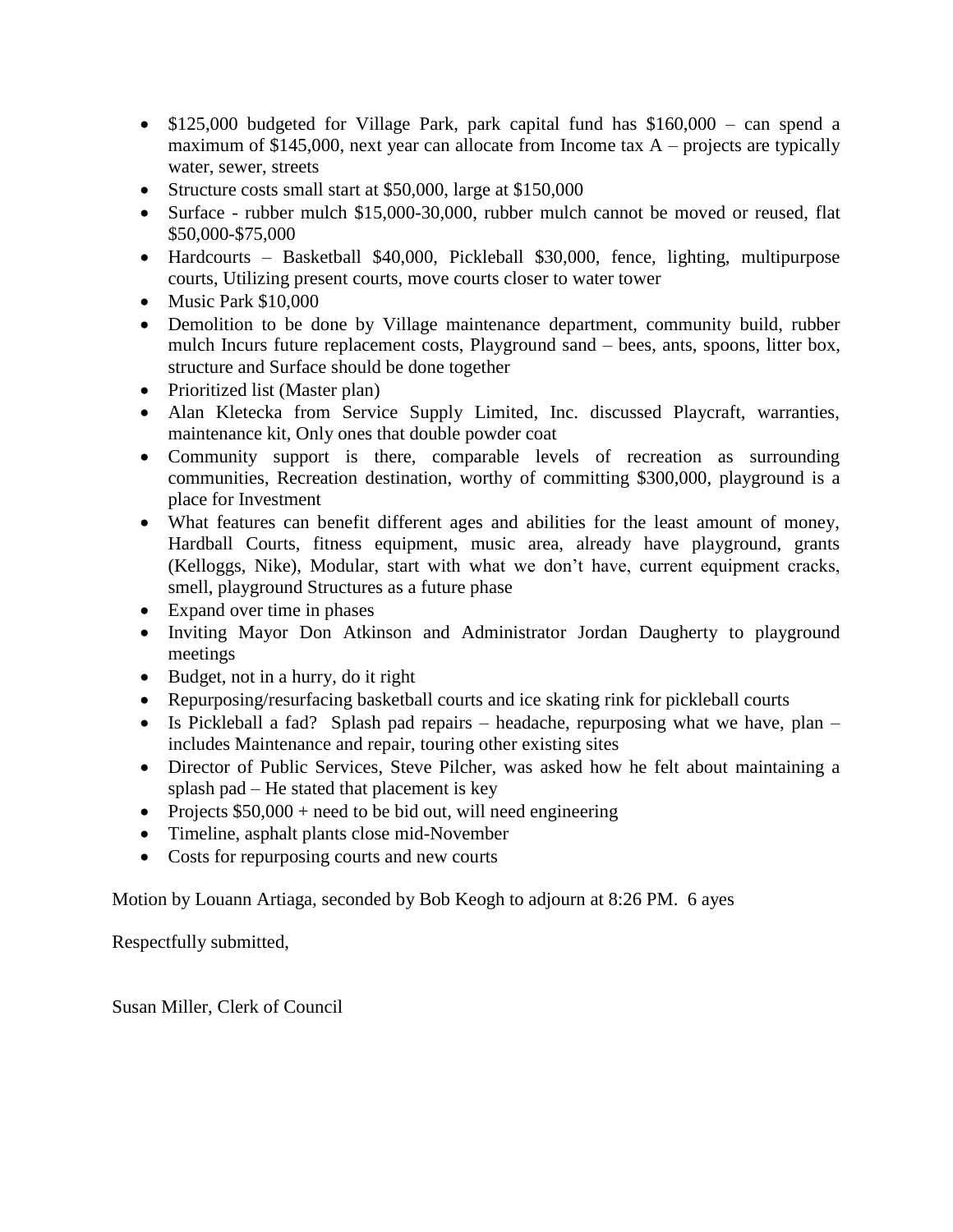- $125,000 budgeted for Village Park, park capital fund has $160,000 – can spend a maximum of $145,000, next year can allocate from Income tax A – projects are typically water, sewer, streets
- Structure costs small start at $50,000, large at $150,000
- Surface - rubber mulch $15,000-30,000, rubber mulch cannot be moved or reused, flat $50,000-$75,000
- Hardcourts – Basketball $40,000, Pickleball $30,000, fence, lighting, multipurpose courts, Utilizing present courts, move courts closer to water tower
- Music Park $10,000
- Demolition to be done by Village maintenance department, community build, rubber mulch Incurs future replacement costs, Playground sand – bees, ants, spoons, litter box, structure and Surface should be done together
- Prioritized list (Master plan)
- Alan Kletecka from Service Supply Limited, Inc. discussed Playcraft, warranties, maintenance kit, Only ones that double powder coat
- Community support is there, comparable levels of recreation as surrounding communities, Recreation destination, worthy of committing $300,000, playground is a place for Investment
- What features can benefit different ages and abilities for the least amount of money, Hardball Courts, fitness equipment, music area, already have playground, grants (Kelloggs, Nike), Modular, start with what we don't have, current equipment cracks, smell, playground Structures as a future phase
- Expand over time in phases
- Inviting Mayor Don Atkinson and Administrator Jordan Daugherty to playground meetings
- Budget, not in a hurry, do it right
- Repurposing/resurfacing basketball courts and ice skating rink for pickleball courts
- Is Pickleball a fad? Splash pad repairs – headache, repurposing what we have, plan – includes Maintenance and repair, touring other existing sites
- Director of Public Services, Steve Pilcher, was asked how he felt about maintaining a splash pad – He stated that placement is key
- Projects $50,000 + need to be bid out, will need engineering
- Timeline, asphalt plants close mid-November
- Costs for repurposing courts and new courts

Motion by Louann Artiaga, seconded by Bob Keogh to adjourn at 8:26 PM. 6 ayes

Respectfully submitted,

Susan Miller, Clerk of Council